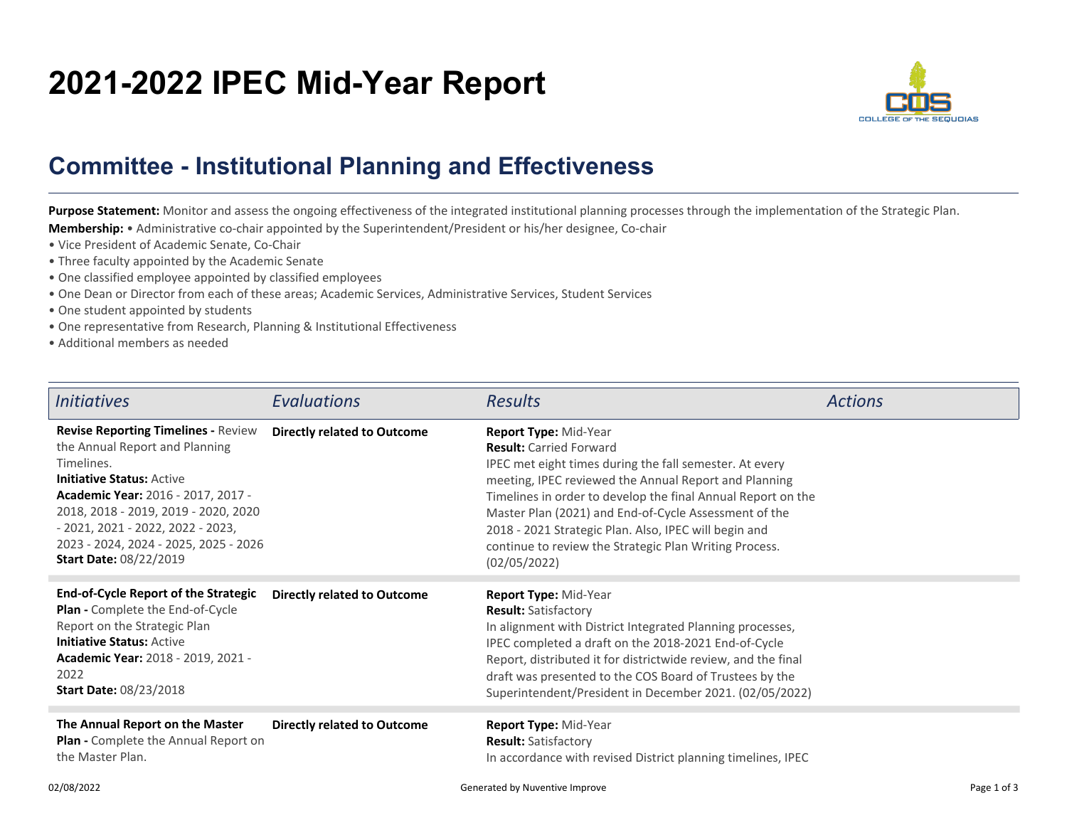# 2021-2022 IPEC Mid-Year Report

## Committee - Institutional Planning and Effectiveness

**Purpose Statement:** Monitor and assess the ongoing effectiveness of the integrated institutional planning processes through the implementation of the Strategic Plan.

**Membership:** • Administrative co-chair appointed by the Superintendent/President or his/her designee, Co-chair
- Vice President of Academic Senate, Co-Chair
- Three faculty appointed by the Academic Senate
- One classified employee appointed by classified employees
- One Dean or Director from each of these areas; Academic Services, Administrative Services, Student Services
- One student appointed by students
- One representative from Research, Planning & Institutional Effectiveness
- Additional members as needed

| *Initiatives* | *Evaluations* | *Results* | *Actions* |
| --- | --- | --- | --- |
| **Revise Reporting Timelines -** Review the Annual Report and Planning Timelines.<br>**Initiative Status:** Active<br>**Academic Year:** 2016 - 2017, 2017 - 2018, 2018 - 2019, 2019 - 2020, 2020 - 2021, 2021 - 2022, 2022 - 2023, 2023 - 2024, 2024 - 2025, 2025 - 2026<br>**Start Date:** 08/22/2019 | **Directly related to Outcome** | **Report Type:** Mid-Year<br>**Result:** Carried Forward<br>IPEC met eight times during the fall semester. At every meeting, IPEC reviewed the Annual Report and Planning Timelines in order to develop the final Annual Report on the Master Plan (2021) and End-of-Cycle Assessment of the 2018 - 2021 Strategic Plan. Also, IPEC will begin and continue to review the Strategic Plan Writing Process. (02/05/2022) | |
| **End-of-Cycle Report of the Strategic Plan -** Complete the End-of-Cycle Report on the Strategic Plan<br>**Initiative Status:** Active<br>**Academic Year:** 2018 - 2019, 2021 - 2022<br>**Start Date:** 08/23/2018 | **Directly related to Outcome** | **Report Type:** Mid-Year<br>**Result:** Satisfactory<br>In alignment with District Integrated Planning processes, IPEC completed a draft on the 2018-2021 End-of-Cycle Report, distributed it for districtwide review, and the final draft was presented to the COS Board of Trustees by the Superintendent/President in December 2021. (02/05/2022) | |
| **The Annual Report on the Master Plan -** Complete the Annual Report on the Master Plan. | **Directly related to Outcome** | **Report Type:** Mid-Year<br>**Result:** Satisfactory<br>In accordance with revised District planning timelines, IPEC | |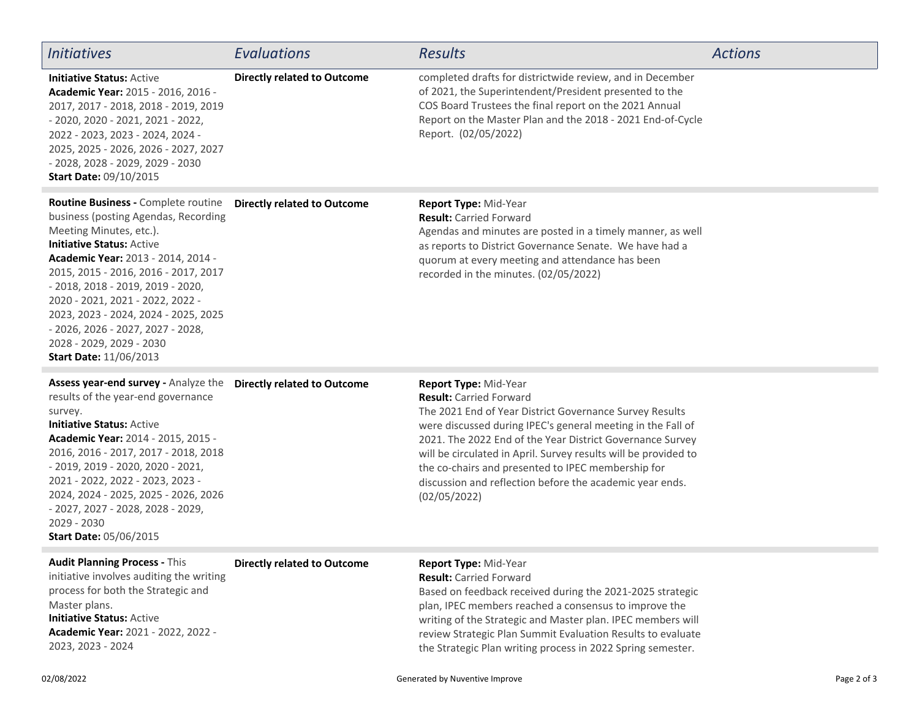| *Initiatives* | *Evaluations* | *Results* | *Actions* |
|---|---|---|---|
| **Initiative Status:** Active<br>**Academic Year:** 2015 - 2016, 2016 - 2017, 2017 - 2018, 2018 - 2019, 2019 - 2020, 2020 - 2021, 2021 - 2022, 2022 - 2023, 2023 - 2024, 2024 - 2025, 2025 - 2026, 2026 - 2027, 2027 - 2028, 2028 - 2029, 2029 - 2030<br>**Start Date:** 09/10/2015 | **Directly related to Outcome** | completed drafts for districtwide review, and in December of 2021, the Superintendent/President presented to the COS Board Trustees the final report on the 2021 Annual Report on the Master Plan and the 2018 - 2021 End-of-Cycle Report. (02/05/2022) | |
| **Routine Business -** Complete routine business (posting Agendas, Recording Meeting Minutes, etc.).<br>**Initiative Status:** Active<br>**Academic Year:** 2013 - 2014, 2014 - 2015, 2015 - 2016, 2016 - 2017, 2017 - 2018, 2018 - 2019, 2019 - 2020, 2020 - 2021, 2021 - 2022, 2022 - 2023, 2023 - 2024, 2024 - 2025, 2025 - 2026, 2026 - 2027, 2027 - 2028, 2028 - 2029, 2029 - 2030<br>**Start Date:** 11/06/2013 | **Directly related to Outcome** | **Report Type:** Mid-Year<br>**Result:** Carried Forward<br>Agendas and minutes are posted in a timely manner, as well as reports to District Governance Senate. We have had a quorum at every meeting and attendance has been recorded in the minutes. (02/05/2022) | |
| **Assess year-end survey -** Analyze the results of the year-end governance survey.<br>**Initiative Status:** Active<br>**Academic Year:** 2014 - 2015, 2015 - 2016, 2016 - 2017, 2017 - 2018, 2018 - 2019, 2019 - 2020, 2020 - 2021, 2021 - 2022, 2022 - 2023, 2023 - 2024, 2024 - 2025, 2025 - 2026, 2026 - 2027, 2027 - 2028, 2028 - 2029, 2029 - 2030<br>**Start Date:** 05/06/2015 | **Directly related to Outcome** | **Report Type:** Mid-Year<br>**Result:** Carried Forward<br>The 2021 End of Year District Governance Survey Results were discussed during IPEC's general meeting in the Fall of 2021. The 2022 End of the Year District Governance Survey will be circulated in April. Survey results will be provided to the co-chairs and presented to IPEC membership for discussion and reflection before the academic year ends. (02/05/2022) | |
| **Audit Planning Process -** This initiative involves auditing the writing process for both the Strategic and Master plans.<br>**Initiative Status:** Active<br>**Academic Year:** 2021 - 2022, 2022 - 2023, 2023 - 2024 | **Directly related to Outcome** | **Report Type:** Mid-Year<br>**Result:** Carried Forward<br>Based on feedback received during the 2021-2025 strategic plan, IPEC members reached a consensus to improve the writing of the Strategic and Master plan. IPEC members will review Strategic Plan Summit Evaluation Results to evaluate the Strategic Plan writing process in 2022 Spring semester. | |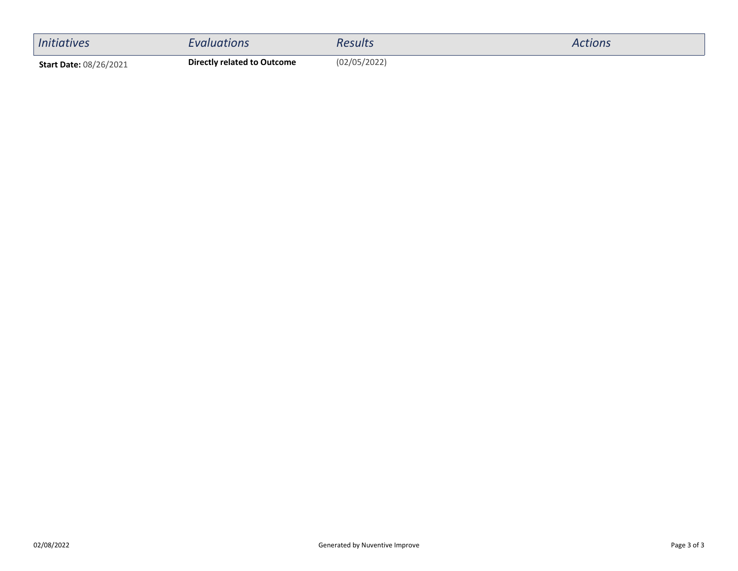| Initiatives | Evaluations | Results | Actions |
|---|---|---|---|
| **Start Date:** 08/26/2021 | **Directly related to Outcome** | (02/05/2022) | |